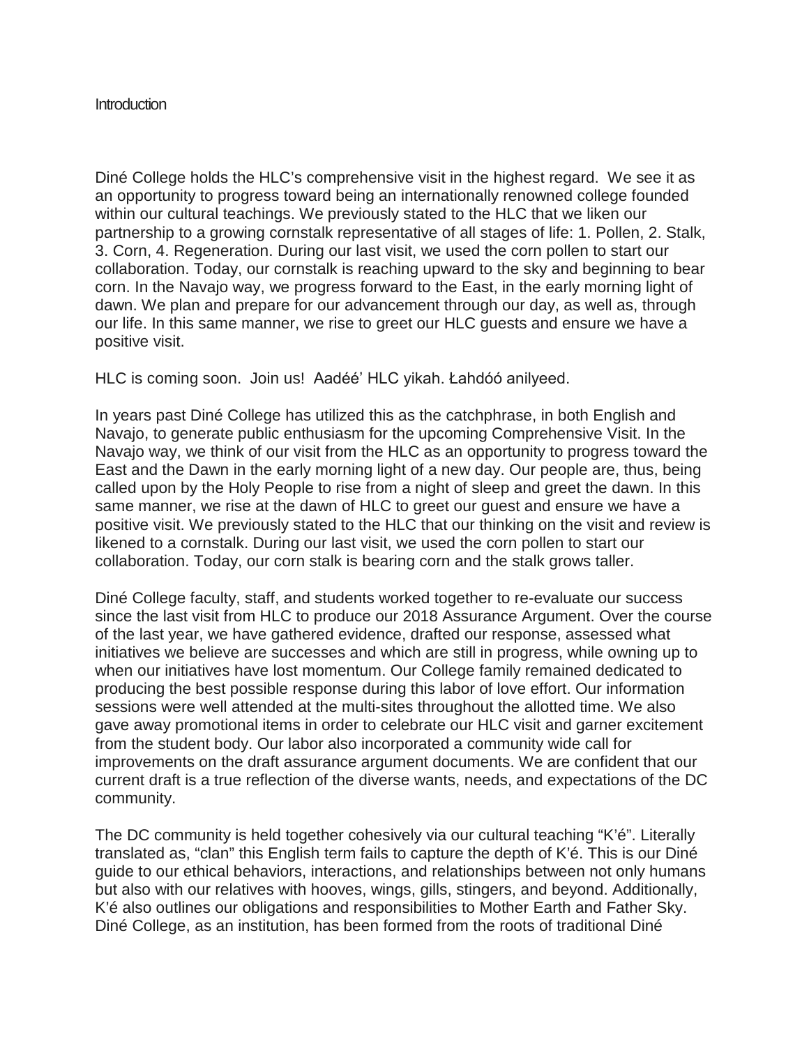# Introduction

Diné College holds the HLC's comprehensive visit in the highest regard. We see it as an opportunity to progress toward being an internationally renowned college founded within our cultural teachings. We previously stated to the HLC that we liken our partnership to a growing cornstalk representative of all stages of life: 1. Pollen, 2. Stalk, 3. Corn, 4. Regeneration. During our last visit, we used the corn pollen to start our collaboration. Today, our cornstalk is reaching upward to the sky and beginning to bear corn. In the Navajo way, we progress forward to the East, in the early morning light of dawn. We plan and prepare for our advancement through our day, as well as, through our life. In this same manner, we rise to greet our HLC guests and ensure we have a positive visit.

HLC is coming soon. Join us! Aadéé' HLC yikah. Łahdóó anilyeed.

In years past Diné College has utilized this as the catchphrase, in both English and Navajo, to generate public enthusiasm for the upcoming Comprehensive Visit. In the Navajo way, we think of our visit from the HLC as an opportunity to progress toward the East and the Dawn in the early morning light of a new day. Our people are, thus, being called upon by the Holy People to rise from a night of sleep and greet the dawn. In this same manner, we rise at the dawn of HLC to greet our guest and ensure we have a positive visit. We previously stated to the HLC that our thinking on the visit and review is likened to a cornstalk. During our last visit, we used the corn pollen to start our collaboration. Today, our corn stalk is bearing corn and the stalk grows taller.

Diné College faculty, staff, and students worked together to re-evaluate our success since the last visit from HLC to produce our 2018 Assurance Argument. Over the course of the last year, we have gathered evidence, drafted our response, assessed what initiatives we believe are successes and which are still in progress, while owning up to when our initiatives have lost momentum. Our College family remained dedicated to producing the best possible response during this labor of love effort. Our information sessions were well attended at the multi-sites throughout the allotted time. We also gave away promotional items in order to celebrate our HLC visit and garner excitement from the student body. Our labor also incorporated a community wide call for improvements on the draft assurance argument documents. We are confident that our current draft is a true reflection of the diverse wants, needs, and expectations of the DC community.

The DC community is held together cohesively via our cultural teaching "K'é". Literally translated as, "clan" this English term fails to capture the depth of K'é. This is our Diné guide to our ethical behaviors, interactions, and relationships between not only humans but also with our relatives with hooves, wings, gills, stingers, and beyond. Additionally, K'é also outlines our obligations and responsibilities to Mother Earth and Father Sky. Diné College, as an institution, has been formed from the roots of traditional Diné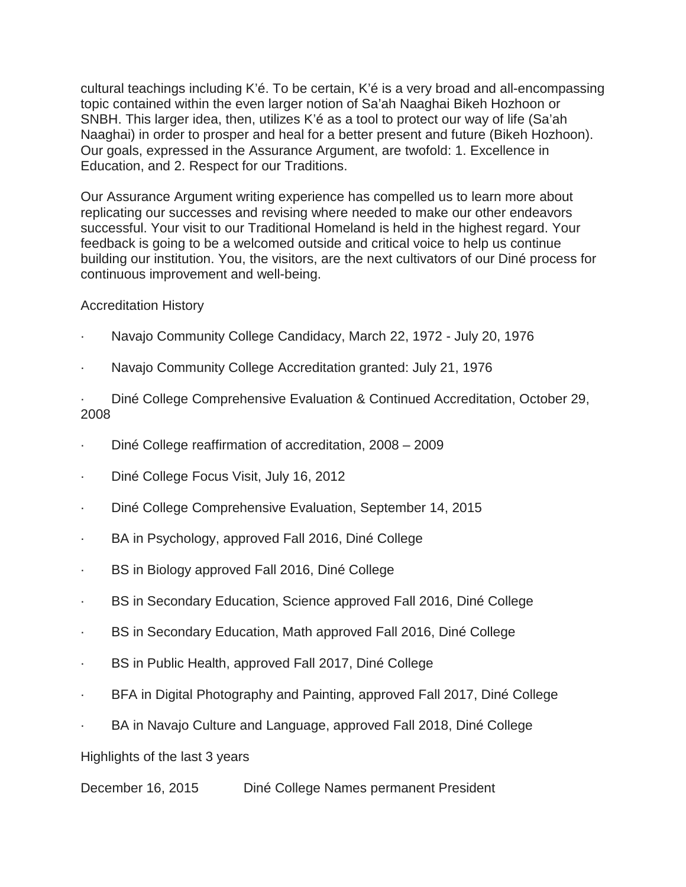cultural teachings including K'é. To be certain, K'é is a very broad and all-encompassing topic contained within the even larger notion of Sa'ah Naaghai Bikeh Hozhoon or SNBH. This larger idea, then, utilizes K'é as a tool to protect our way of life (Sa'ah Naaghai) in order to prosper and heal for a better present and future (Bikeh Hozhoon). Our goals, expressed in the Assurance Argument, are twofold: 1. Excellence in Education, and 2. Respect for our Traditions.

Our Assurance Argument writing experience has compelled us to learn more about replicating our successes and revising where needed to make our other endeavors successful. Your visit to our Traditional Homeland is held in the highest regard. Your feedback is going to be a welcomed outside and critical voice to help us continue building our institution. You, the visitors, are the next cultivators of our Diné process for continuous improvement and well-being.

Accreditation History

- Navajo Community College Candidacy, March 22, 1972 - July 20, 1976
- Navajo Community College Accreditation granted: July 21, 1976
- Diné College Comprehensive Evaluation & Continued Accreditation, October 29, 2008
- Diné College reaffirmation of accreditation, 2008 – 2009
- Diné College Focus Visit, July 16, 2012
- Diné College Comprehensive Evaluation, September 14, 2015
- BA in Psychology, approved Fall 2016, Diné College
- BS in Biology approved Fall 2016, Diné College
- BS in Secondary Education, Science approved Fall 2016, Diné College
- BS in Secondary Education, Math approved Fall 2016, Diné College
- BS in Public Health, approved Fall 2017, Diné College
- BFA in Digital Photography and Painting, approved Fall 2017, Diné College
- BA in Navajo Culture and Language, approved Fall 2018, Diné College

Highlights of the last 3 years

December 16, 2015 Diné College Names permanent President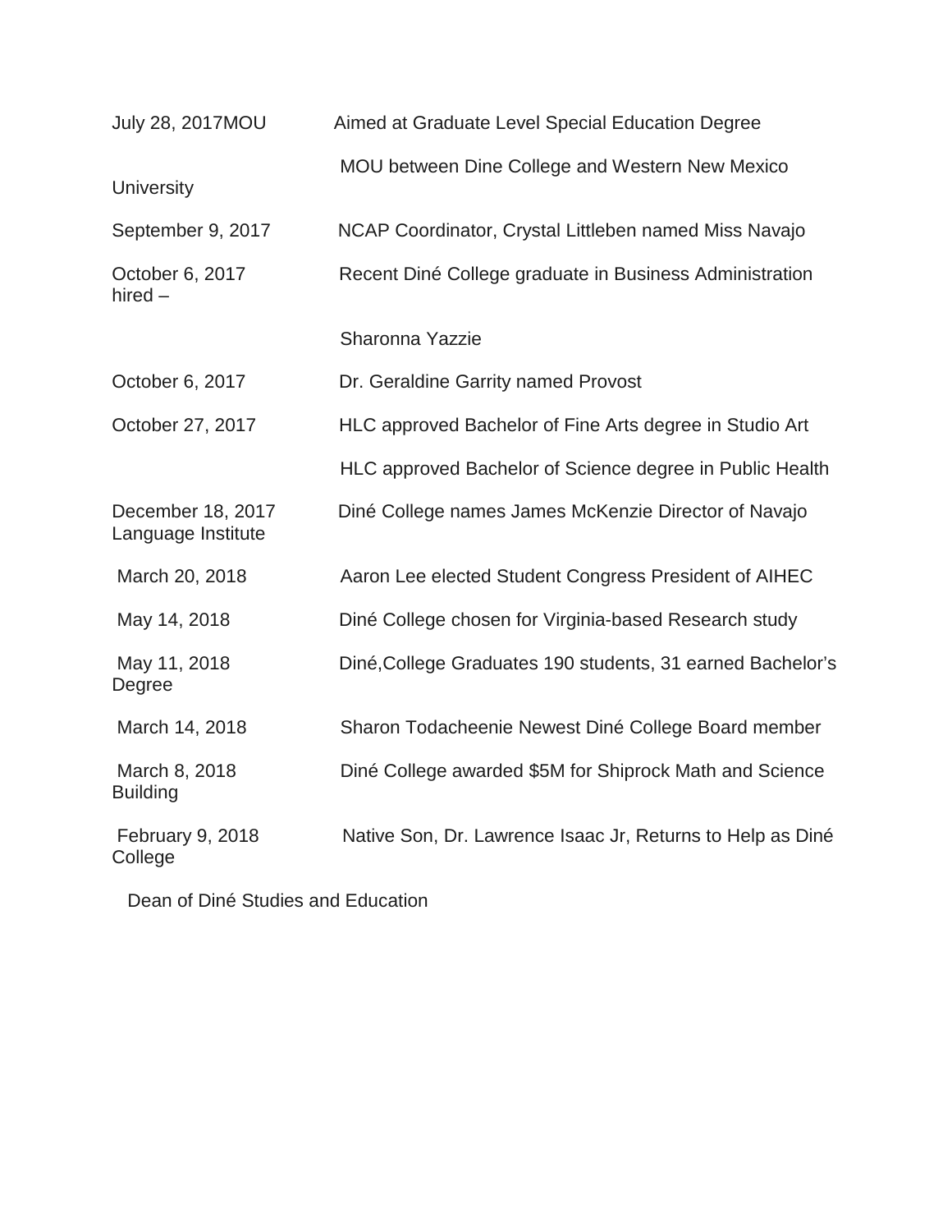July 28, 2017MOU Aimed at Graduate Level Special Education Degree

MOU between Dine College and Western New Mexico University

September 9, 2017 NCAP Coordinator, Crystal Littleben named Miss Navajo

October 6, 2017 Recent Diné College graduate in Business Administration hired –

Sharonna Yazzie

October 6, 2017 Dr. Geraldine Garrity named Provost

October 27, 2017 HLC approved Bachelor of Fine Arts degree in Studio Art

HLC approved Bachelor of Science degree in Public Health

December 18, 2017 Diné College names James McKenzie Director of Navajo Language Institute

March 20, 2018 Aaron Lee elected Student Congress President of AIHEC

May 14, 2018 Diné College chosen for Virginia-based Research study

May 11, 2018 Diné,College Graduates 190 students, 31 earned Bachelor's Degree

March 14, 2018 Sharon Todacheenie Newest Diné College Board member

March 8, 2018 Diné College awarded $5M for Shiprock Math and Science Building

February 9, 2018 Native Son, Dr. Lawrence Isaac Jr, Returns to Help as Diné College

Dean of Diné Studies and Education